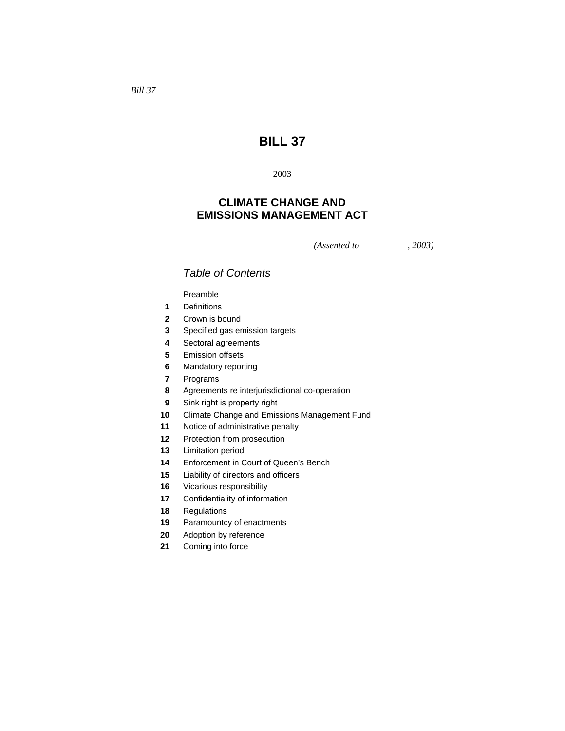*Bill 37*

# BILL 37

2003

## CLIMATE CHANGE AND EMISSIONS MANAGEMENT ACT

*(Assented to , 2003)*

### *Table of Contents*

Preamble

**1** Definitions

**2** Crown is bound

**3** Specified gas emission targets

**4** Sectoral agreements

**5** Emission offsets

**6** Mandatory reporting

**7** Programs

**8** Agreements re interjurisdictional co-operation

**9** Sink right is property right

**10** Climate Change and Emissions Management Fund

**11** Notice of administrative penalty

**12** Protection from prosecution

**13** Limitation period

**14** Enforcement in Court of Queen's Bench

**15** Liability of directors and officers

**16** Vicarious responsibility

**17** Confidentiality of information

**18** Regulations

**19** Paramountcy of enactments

**20** Adoption by reference

**21** Coming into force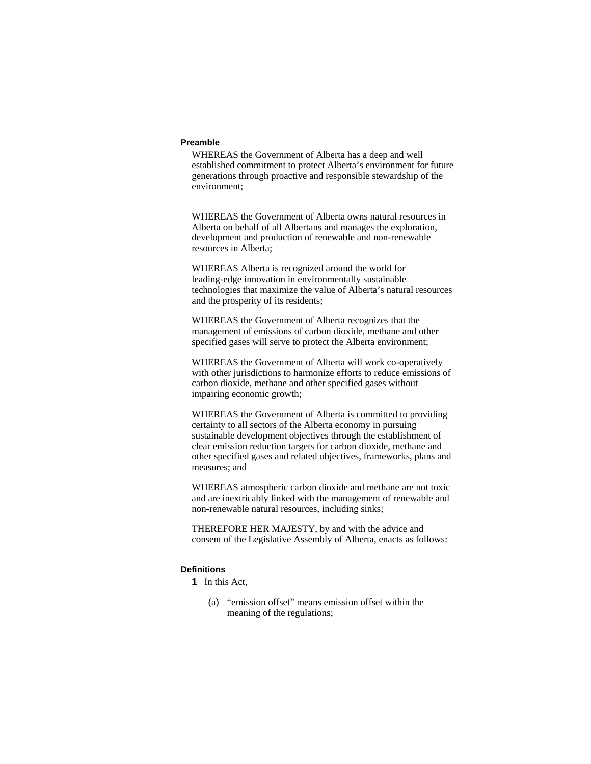**Preamble**

WHEREAS the Government of Alberta has a deep and well established commitment to protect Alberta's environment for future generations through proactive and responsible stewardship of the environment;

WHEREAS the Government of Alberta owns natural resources in Alberta on behalf of all Albertans and manages the exploration, development and production of renewable and non-renewable resources in Alberta;

WHEREAS Alberta is recognized around the world for leading-edge innovation in environmentally sustainable technologies that maximize the value of Alberta's natural resources and the prosperity of its residents;

WHEREAS the Government of Alberta recognizes that the management of emissions of carbon dioxide, methane and other specified gases will serve to protect the Alberta environment;

WHEREAS the Government of Alberta will work co-operatively with other jurisdictions to harmonize efforts to reduce emissions of carbon dioxide, methane and other specified gases without impairing economic growth;

WHEREAS the Government of Alberta is committed to providing certainty to all sectors of the Alberta economy in pursuing sustainable development objectives through the establishment of clear emission reduction targets for carbon dioxide, methane and other specified gases and related objectives, frameworks, plans and measures; and

WHEREAS atmospheric carbon dioxide and methane are not toxic and are inextricably linked with the management of renewable and non-renewable natural resources, including sinks;

THEREFORE HER MAJESTY, by and with the advice and consent of the Legislative Assembly of Alberta, enacts as follows:

**Definitions**

**1** In this Act,

(a) "emission offset" means emission offset within the meaning of the regulations;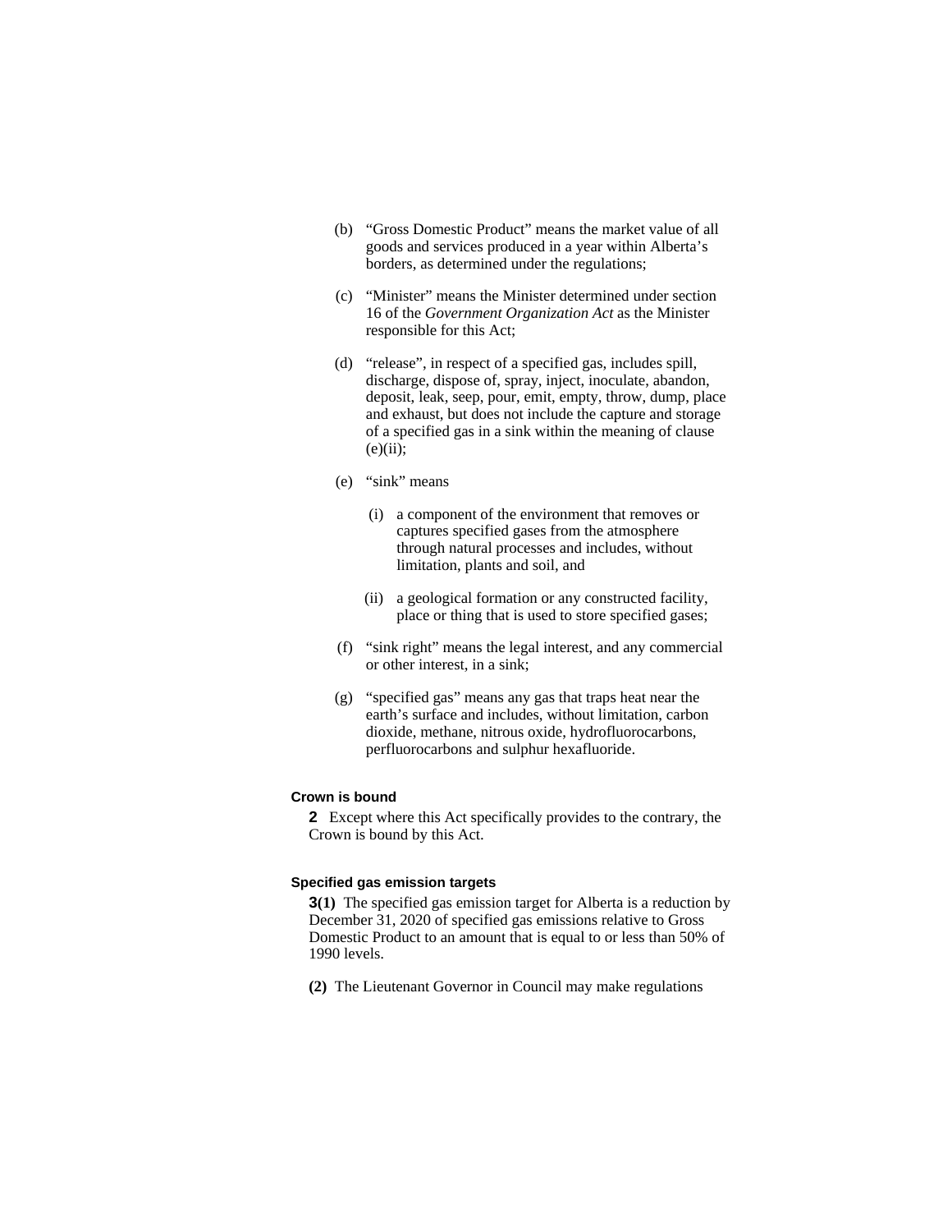(b) "Gross Domestic Product" means the market value of all goods and services produced in a year within Alberta's borders, as determined under the regulations;

(c) "Minister" means the Minister determined under section 16 of the *Government Organization Act* as the Minister responsible for this Act;

(d) "release", in respect of a specified gas, includes spill, discharge, dispose of, spray, inject, inoculate, abandon, deposit, leak, seep, pour, emit, empty, throw, dump, place and exhaust, but does not include the capture and storage of a specified gas in a sink within the meaning of clause (e)(ii);

(e) "sink" means

(i) a component of the environment that removes or captures specified gases from the atmosphere through natural processes and includes, without limitation, plants and soil, and

(ii) a geological formation or any constructed facility, place or thing that is used to store specified gases;

(f) "sink right" means the legal interest, and any commercial or other interest, in a sink;

(g) "specified gas" means any gas that traps heat near the earth's surface and includes, without limitation, carbon dioxide, methane, nitrous oxide, hydrofluorocarbons, perfluorocarbons and sulphur hexafluoride.

**Crown is bound**

**2** Except where this Act specifically provides to the contrary, the Crown is bound by this Act.

**Specified gas emission targets**

**3(1)** The specified gas emission target for Alberta is a reduction by December 31, 2020 of specified gas emissions relative to Gross Domestic Product to an amount that is equal to or less than 50% of 1990 levels.

**(2)** The Lieutenant Governor in Council may make regulations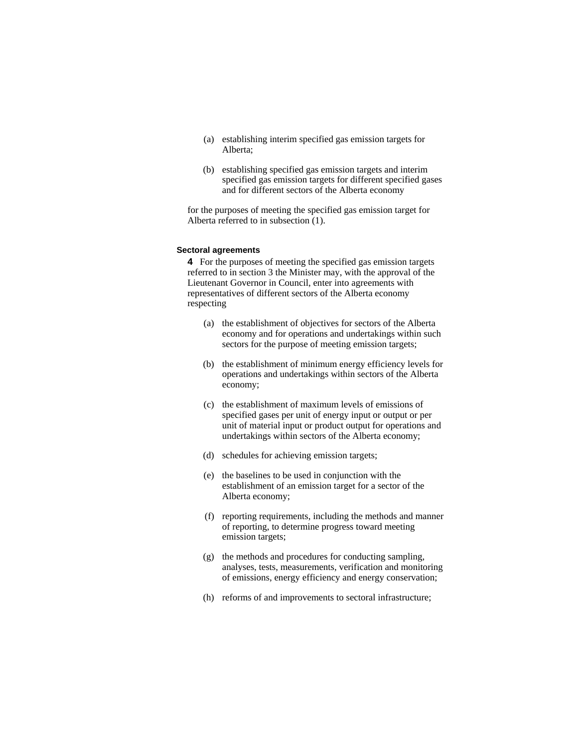(a) establishing interim specified gas emission targets for Alberta;

(b) establishing specified gas emission targets and interim specified gas emission targets for different specified gases and for different sectors of the Alberta economy

for the purposes of meeting the specified gas emission target for Alberta referred to in subsection (1).

**Sectoral agreements**

**4** For the purposes of meeting the specified gas emission targets referred to in section 3 the Minister may, with the approval of the Lieutenant Governor in Council, enter into agreements with representatives of different sectors of the Alberta economy respecting

(a) the establishment of objectives for sectors of the Alberta economy and for operations and undertakings within such sectors for the purpose of meeting emission targets;

(b) the establishment of minimum energy efficiency levels for operations and undertakings within sectors of the Alberta economy;

(c) the establishment of maximum levels of emissions of specified gases per unit of energy input or output or per unit of material input or product output for operations and undertakings within sectors of the Alberta economy;

(d) schedules for achieving emission targets;

(e) the baselines to be used in conjunction with the establishment of an emission target for a sector of the Alberta economy;

(f) reporting requirements, including the methods and manner of reporting, to determine progress toward meeting emission targets;

(g) the methods and procedures for conducting sampling, analyses, tests, measurements, verification and monitoring of emissions, energy efficiency and energy conservation;

(h) reforms of and improvements to sectoral infrastructure;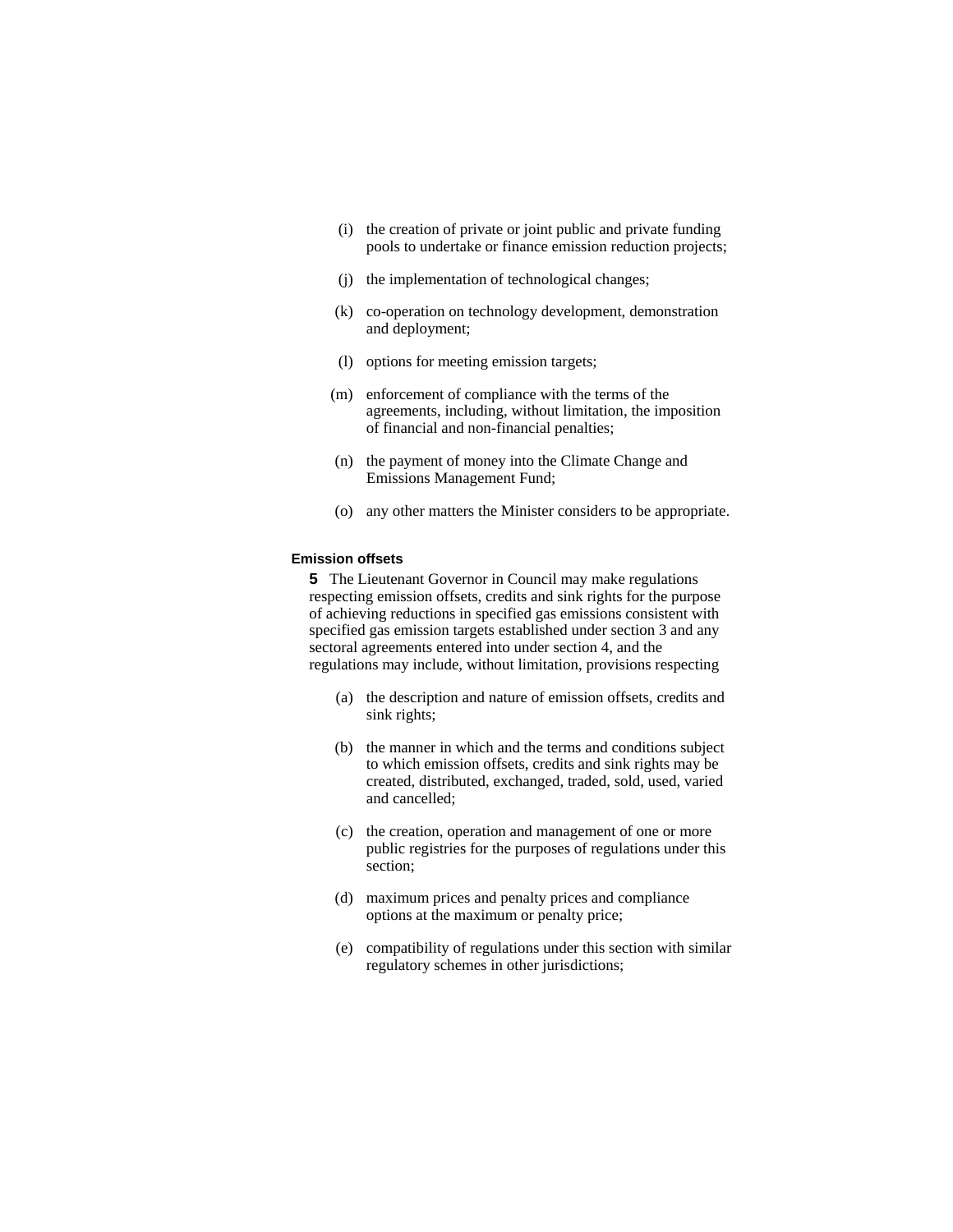(i) the creation of private or joint public and private funding pools to undertake or finance emission reduction projects;

(j) the implementation of technological changes;

(k) co-operation on technology development, demonstration and deployment;

(l) options for meeting emission targets;

(m) enforcement of compliance with the terms of the agreements, including, without limitation, the imposition of financial and non-financial penalties;

(n) the payment of money into the Climate Change and Emissions Management Fund;

(o) any other matters the Minister considers to be appropriate.

#### Emission offsets

**5** The Lieutenant Governor in Council may make regulations respecting emission offsets, credits and sink rights for the purpose of achieving reductions in specified gas emissions consistent with specified gas emission targets established under section 3 and any sectoral agreements entered into under section 4, and the regulations may include, without limitation, provisions respecting

(a) the description and nature of emission offsets, credits and sink rights;

(b) the manner in which and the terms and conditions subject to which emission offsets, credits and sink rights may be created, distributed, exchanged, traded, sold, used, varied and cancelled;

(c) the creation, operation and management of one or more public registries for the purposes of regulations under this section;

(d) maximum prices and penalty prices and compliance options at the maximum or penalty price;

(e) compatibility of regulations under this section with similar regulatory schemes in other jurisdictions;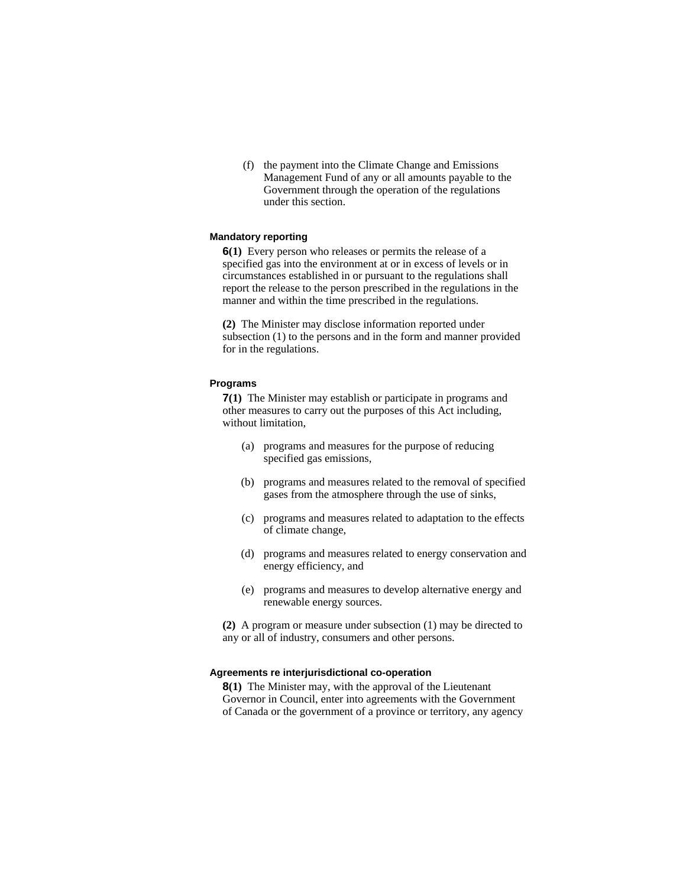(f) the payment into the Climate Change and Emissions Management Fund of any or all amounts payable to the Government through the operation of the regulations under this section.

#### Mandatory reporting

**6(1)** Every person who releases or permits the release of a specified gas into the environment at or in excess of levels or in circumstances established in or pursuant to the regulations shall report the release to the person prescribed in the regulations in the manner and within the time prescribed in the regulations.

**(2)** The Minister may disclose information reported under subsection (1) to the persons and in the form and manner provided for in the regulations.

#### Programs

**7(1)** The Minister may establish or participate in programs and other measures to carry out the purposes of this Act including, without limitation,

(a) programs and measures for the purpose of reducing specified gas emissions,

(b) programs and measures related to the removal of specified gases from the atmosphere through the use of sinks,

(c) programs and measures related to adaptation to the effects of climate change,

(d) programs and measures related to energy conservation and energy efficiency, and

(e) programs and measures to develop alternative energy and renewable energy sources.

**(2)** A program or measure under subsection (1) may be directed to any or all of industry, consumers and other persons.

#### Agreements re interjurisdictional co-operation

**8(1)** The Minister may, with the approval of the Lieutenant Governor in Council, enter into agreements with the Government of Canada or the government of a province or territory, any agency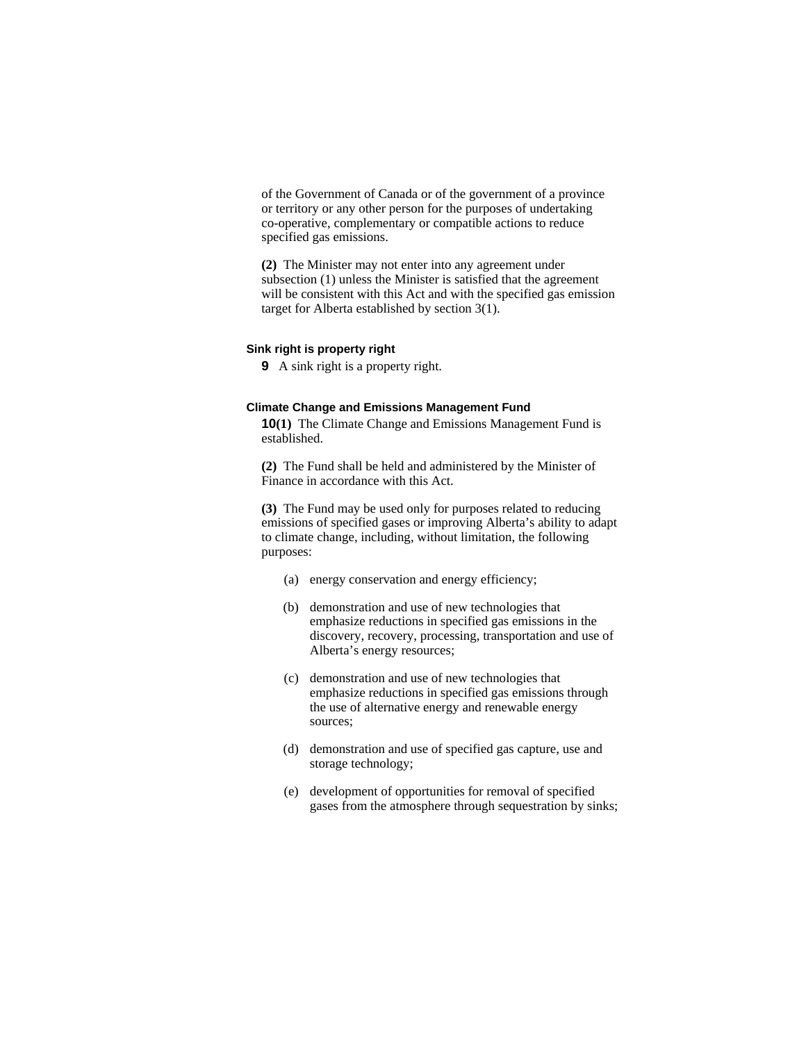of the Government of Canada or of the government of a province or territory or any other person for the purposes of undertaking co-operative, complementary or compatible actions to reduce specified gas emissions.

**(2)** The Minister may not enter into any agreement under subsection (1) unless the Minister is satisfied that the agreement will be consistent with this Act and with the specified gas emission target for Alberta established by section 3(1).

#### Sink right is property right

**9** A sink right is a property right.

#### Climate Change and Emissions Management Fund

**10(1)** The Climate Change and Emissions Management Fund is established.

**(2)** The Fund shall be held and administered by the Minister of Finance in accordance with this Act.

**(3)** The Fund may be used only for purposes related to reducing emissions of specified gases or improving Alberta's ability to adapt to climate change, including, without limitation, the following purposes:

(a) energy conservation and energy efficiency;

(b) demonstration and use of new technologies that emphasize reductions in specified gas emissions in the discovery, recovery, processing, transportation and use of Alberta's energy resources;

(c) demonstration and use of new technologies that emphasize reductions in specified gas emissions through the use of alternative energy and renewable energy sources;

(d) demonstration and use of specified gas capture, use and storage technology;

(e) development of opportunities for removal of specified gases from the atmosphere through sequestration by sinks;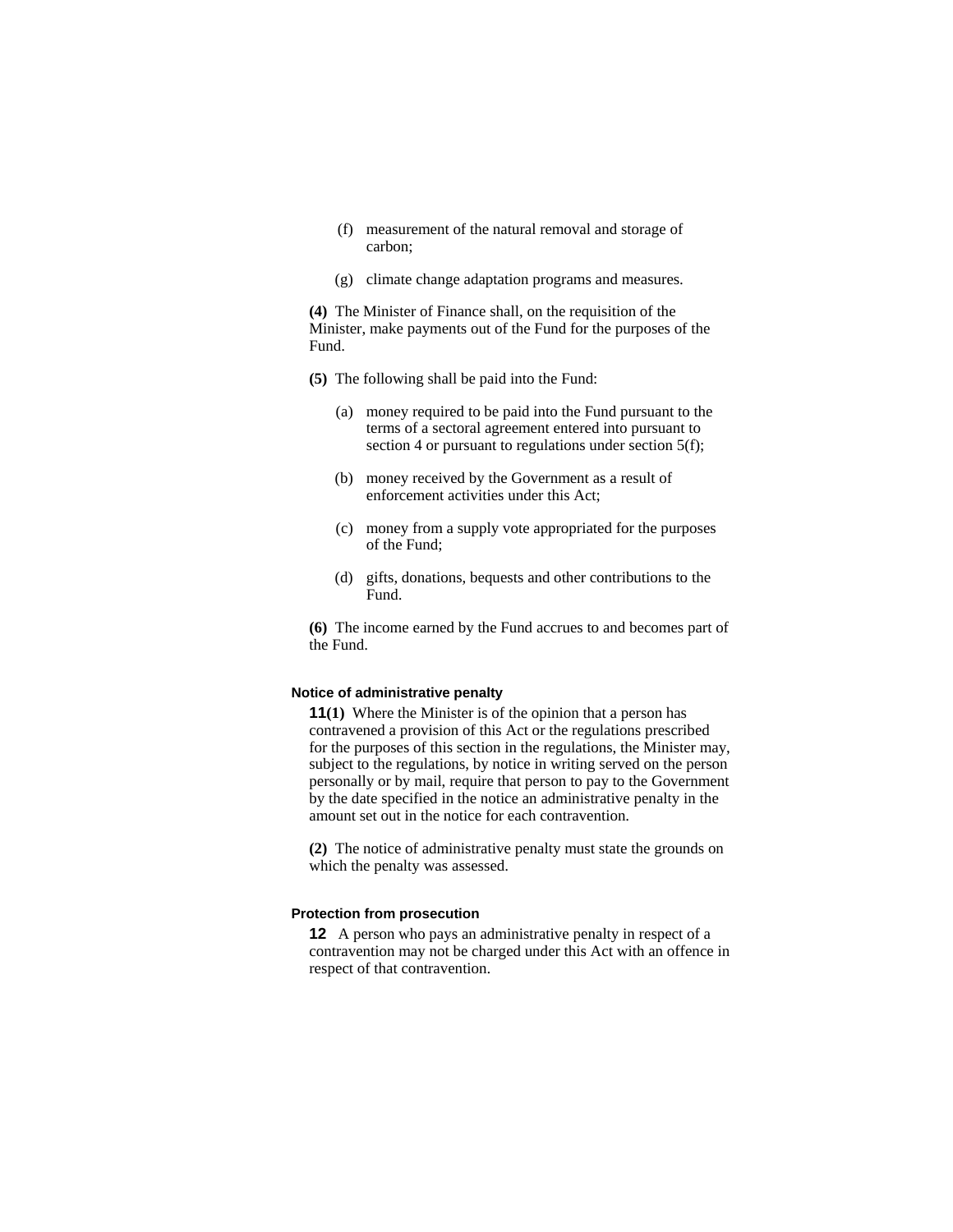(f) measurement of the natural removal and storage of carbon;

(g) climate change adaptation programs and measures.

**(4)** The Minister of Finance shall, on the requisition of the Minister, make payments out of the Fund for the purposes of the Fund.

**(5)** The following shall be paid into the Fund:

(a) money required to be paid into the Fund pursuant to the terms of a sectoral agreement entered into pursuant to section 4 or pursuant to regulations under section 5(f);

(b) money received by the Government as a result of enforcement activities under this Act;

(c) money from a supply vote appropriated for the purposes of the Fund;

(d) gifts, donations, bequests and other contributions to the Fund.

**(6)** The income earned by the Fund accrues to and becomes part of the Fund.

#### Notice of administrative penalty

**11(1)** Where the Minister is of the opinion that a person has contravened a provision of this Act or the regulations prescribed for the purposes of this section in the regulations, the Minister may, subject to the regulations, by notice in writing served on the person personally or by mail, require that person to pay to the Government by the date specified in the notice an administrative penalty in the amount set out in the notice for each contravention.

**(2)** The notice of administrative penalty must state the grounds on which the penalty was assessed.

#### Protection from prosecution

**12** A person who pays an administrative penalty in respect of a contravention may not be charged under this Act with an offence in respect of that contravention.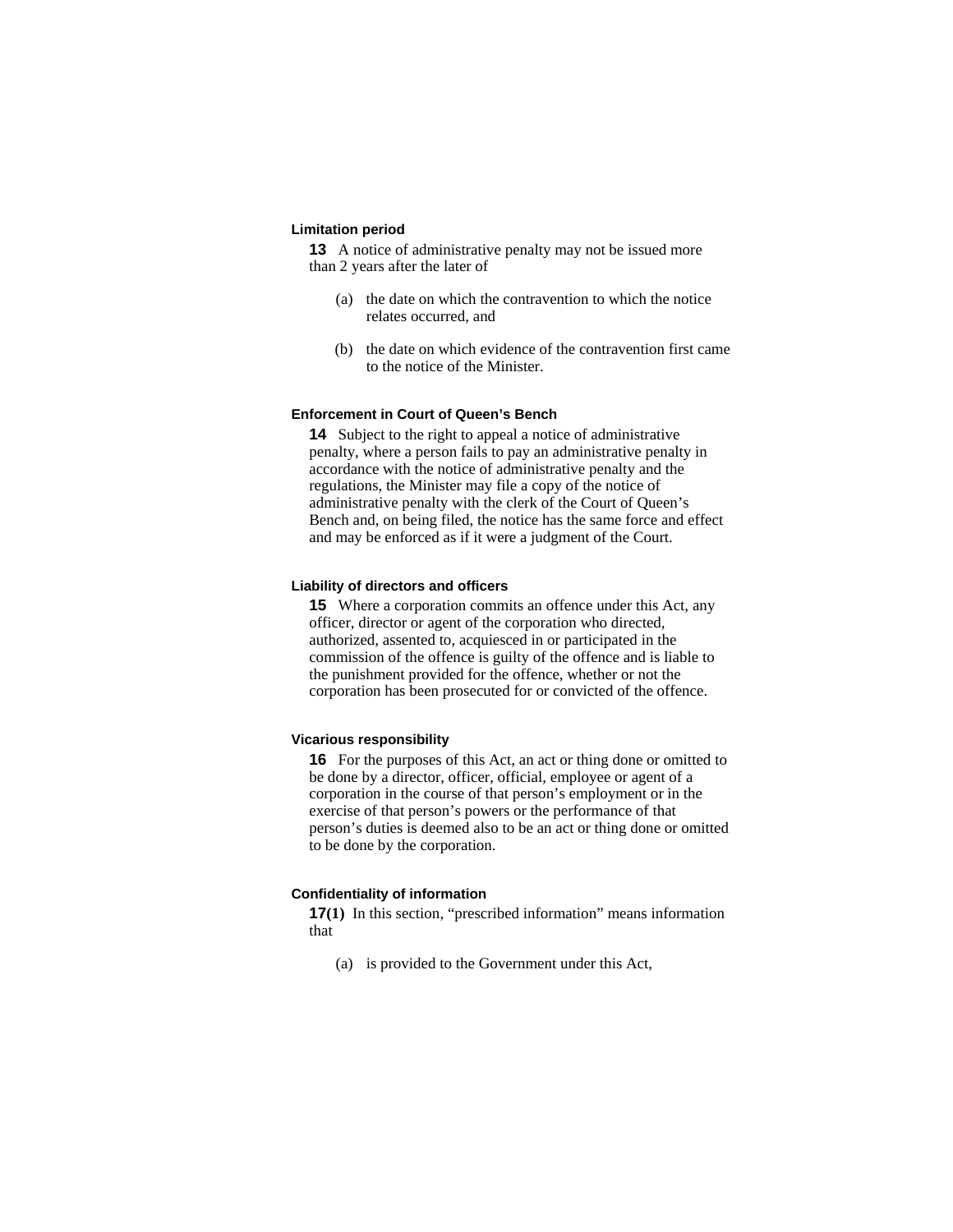### Limitation period

**13** A notice of administrative penalty may not be issued more than 2 years after the later of

(a) the date on which the contravention to which the notice relates occurred, and

(b) the date on which evidence of the contravention first came to the notice of the Minister.

### Enforcement in Court of Queen's Bench

**14** Subject to the right to appeal a notice of administrative penalty, where a person fails to pay an administrative penalty in accordance with the notice of administrative penalty and the regulations, the Minister may file a copy of the notice of administrative penalty with the clerk of the Court of Queen's Bench and, on being filed, the notice has the same force and effect and may be enforced as if it were a judgment of the Court.

### Liability of directors and officers

**15** Where a corporation commits an offence under this Act, any officer, director or agent of the corporation who directed, authorized, assented to, acquiesced in or participated in the commission of the offence is guilty of the offence and is liable to the punishment provided for the offence, whether or not the corporation has been prosecuted for or convicted of the offence.

### Vicarious responsibility

**16** For the purposes of this Act, an act or thing done or omitted to be done by a director, officer, official, employee or agent of a corporation in the course of that person's employment or in the exercise of that person's powers or the performance of that person's duties is deemed also to be an act or thing done or omitted to be done by the corporation.

### Confidentiality of information

**17(1)** In this section, "prescribed information" means information that

(a) is provided to the Government under this Act,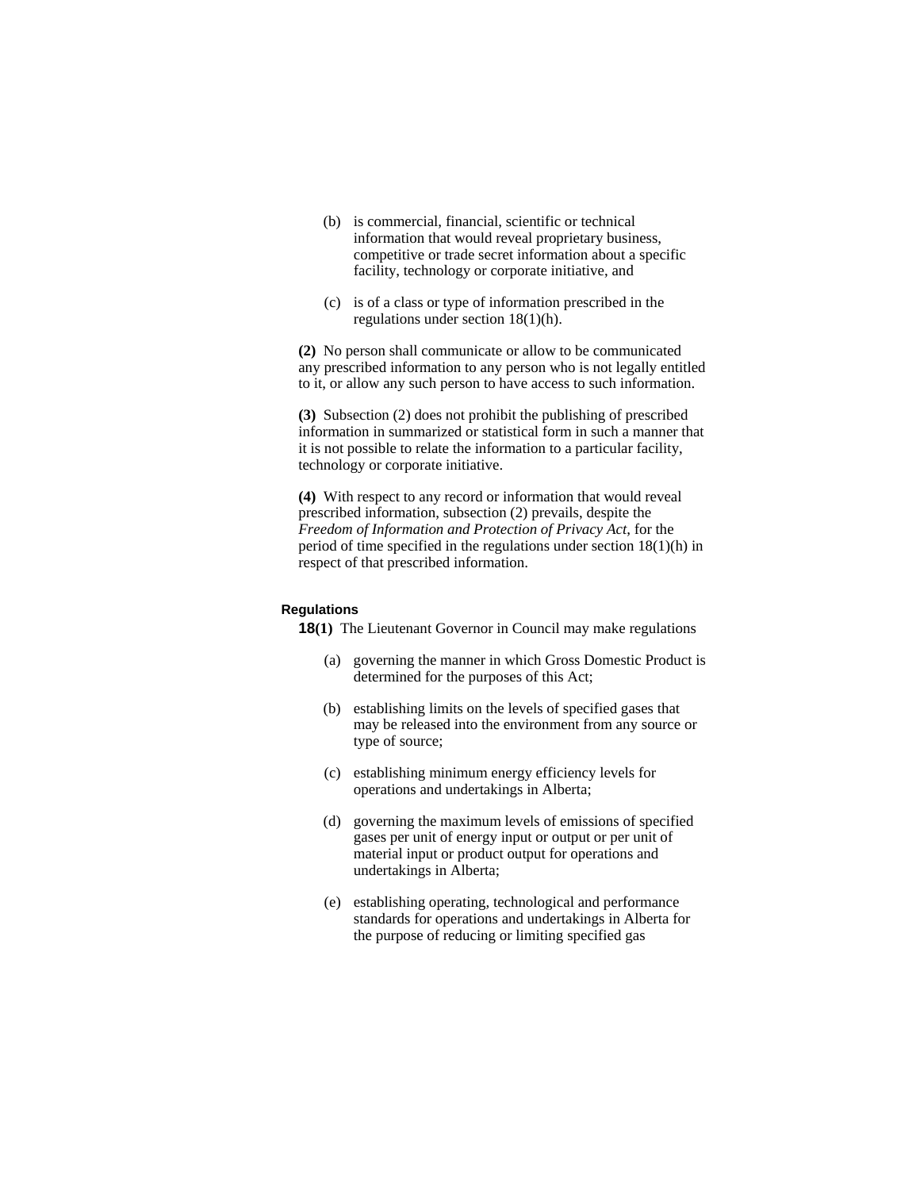(b) is commercial, financial, scientific or technical information that would reveal proprietary business, competitive or trade secret information about a specific facility, technology or corporate initiative, and

(c) is of a class or type of information prescribed in the regulations under section 18(1)(h).

**(2)** No person shall communicate or allow to be communicated any prescribed information to any person who is not legally entitled to it, or allow any such person to have access to such information.

**(3)** Subsection (2) does not prohibit the publishing of prescribed information in summarized or statistical form in such a manner that it is not possible to relate the information to a particular facility, technology or corporate initiative.

**(4)** With respect to any record or information that would reveal prescribed information, subsection (2) prevails, despite the *Freedom of Information and Protection of Privacy Act*, for the period of time specified in the regulations under section 18(1)(h) in respect of that prescribed information.

**Regulations**

**18(1)** The Lieutenant Governor in Council may make regulations

(a) governing the manner in which Gross Domestic Product is determined for the purposes of this Act;

(b) establishing limits on the levels of specified gases that may be released into the environment from any source or type of source;

(c) establishing minimum energy efficiency levels for operations and undertakings in Alberta;

(d) governing the maximum levels of emissions of specified gases per unit of energy input or output or per unit of material input or product output for operations and undertakings in Alberta;

(e) establishing operating, technological and performance standards for operations and undertakings in Alberta for the purpose of reducing or limiting specified gas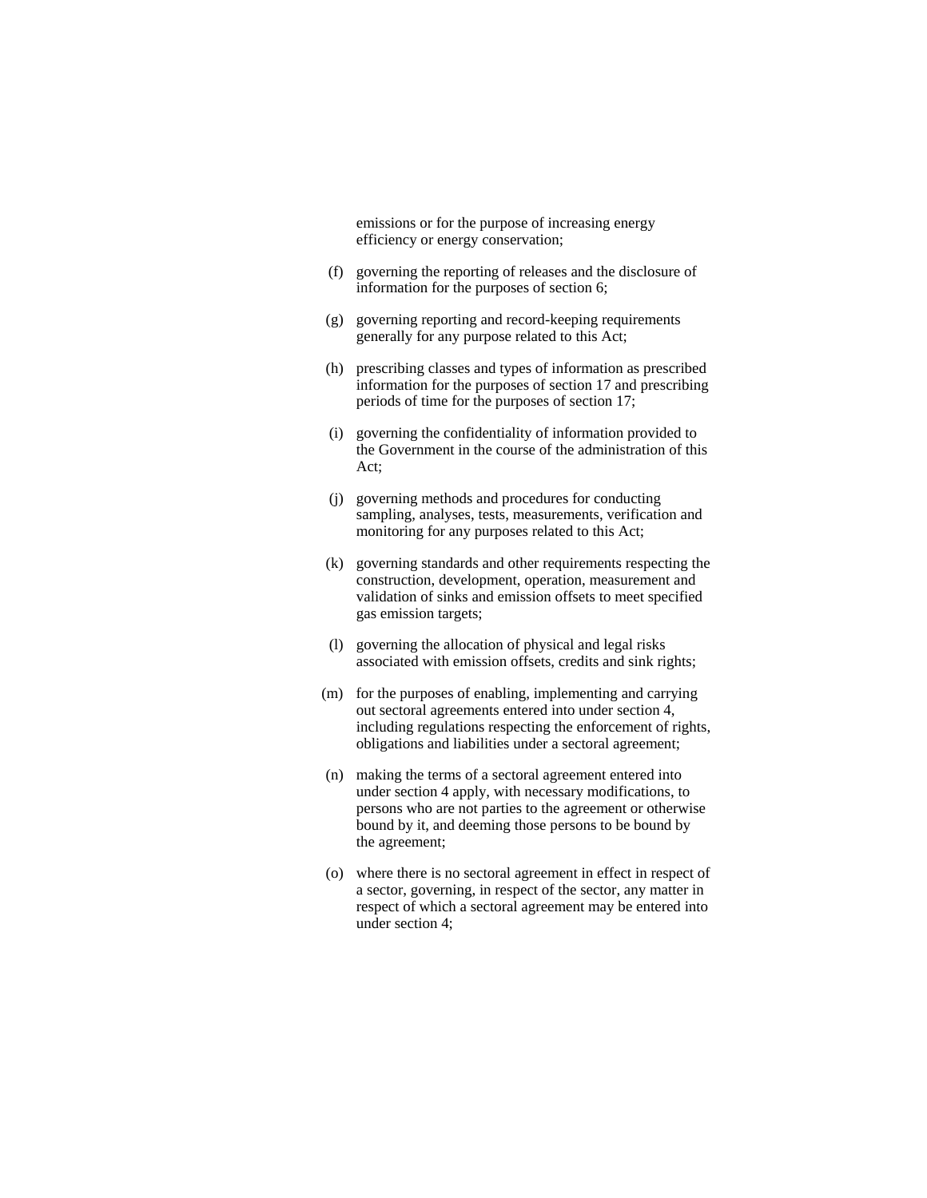emissions or for the purpose of increasing energy efficiency or energy conservation;

(f) governing the reporting of releases and the disclosure of information for the purposes of section 6;

(g) governing reporting and record-keeping requirements generally for any purpose related to this Act;

(h) prescribing classes and types of information as prescribed information for the purposes of section 17 and prescribing periods of time for the purposes of section 17;

(i) governing the confidentiality of information provided to the Government in the course of the administration of this Act;

(j) governing methods and procedures for conducting sampling, analyses, tests, measurements, verification and monitoring for any purposes related to this Act;

(k) governing standards and other requirements respecting the construction, development, operation, measurement and validation of sinks and emission offsets to meet specified gas emission targets;

(l) governing the allocation of physical and legal risks associated with emission offsets, credits and sink rights;

(m) for the purposes of enabling, implementing and carrying out sectoral agreements entered into under section 4, including regulations respecting the enforcement of rights, obligations and liabilities under a sectoral agreement;

(n) making the terms of a sectoral agreement entered into under section 4 apply, with necessary modifications, to persons who are not parties to the agreement or otherwise bound by it, and deeming those persons to be bound by the agreement;

(o) where there is no sectoral agreement in effect in respect of a sector, governing, in respect of the sector, any matter in respect of which a sectoral agreement may be entered into under section 4;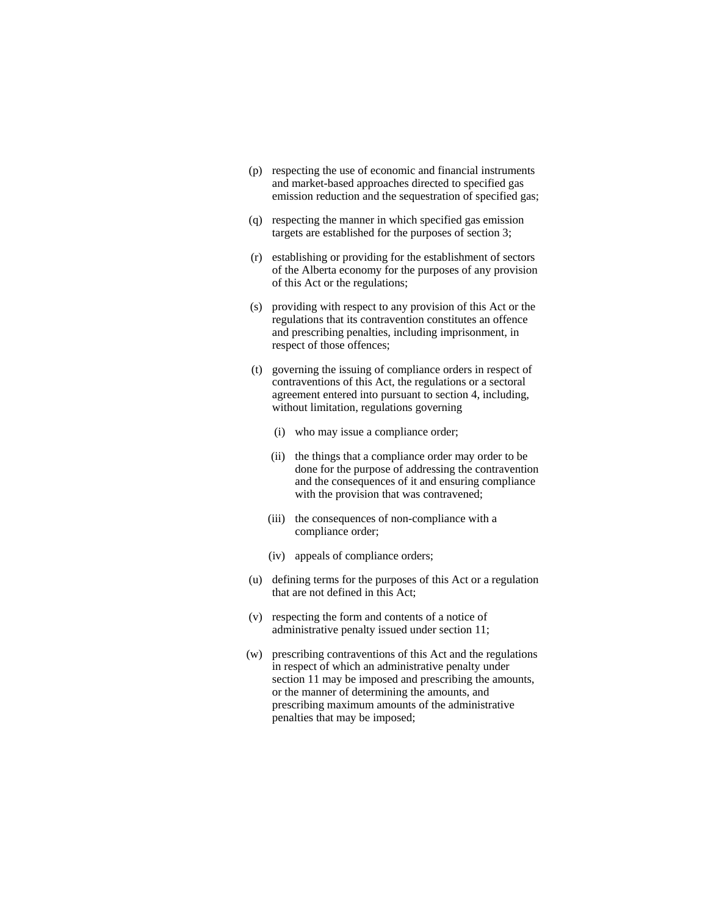(p) respecting the use of economic and financial instruments and market-based approaches directed to specified gas emission reduction and the sequestration of specified gas;

(q) respecting the manner in which specified gas emission targets are established for the purposes of section 3;

(r) establishing or providing for the establishment of sectors of the Alberta economy for the purposes of any provision of this Act or the regulations;

(s) providing with respect to any provision of this Act or the regulations that its contravention constitutes an offence and prescribing penalties, including imprisonment, in respect of those offences;

(t) governing the issuing of compliance orders in respect of contraventions of this Act, the regulations or a sectoral agreement entered into pursuant to section 4, including, without limitation, regulations governing

  (i) who may issue a compliance order;

  (ii) the things that a compliance order may order to be done for the purpose of addressing the contravention and the consequences of it and ensuring compliance with the provision that was contravened;

  (iii) the consequences of non-compliance with a compliance order;

  (iv) appeals of compliance orders;

(u) defining terms for the purposes of this Act or a regulation that are not defined in this Act;

(v) respecting the form and contents of a notice of administrative penalty issued under section 11;

(w) prescribing contraventions of this Act and the regulations in respect of which an administrative penalty under section 11 may be imposed and prescribing the amounts, or the manner of determining the amounts, and prescribing maximum amounts of the administrative penalties that may be imposed;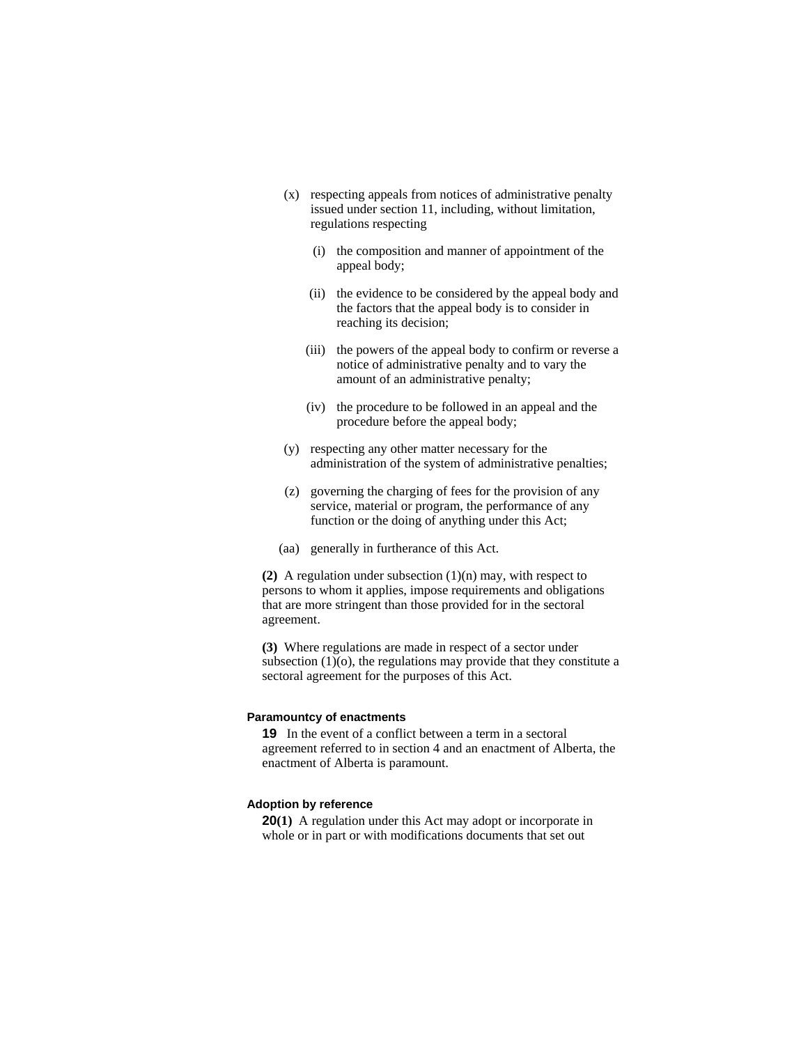(x) respecting appeals from notices of administrative penalty issued under section 11, including, without limitation, regulations respecting

(i) the composition and manner of appointment of the appeal body;

(ii) the evidence to be considered by the appeal body and the factors that the appeal body is to consider in reaching its decision;

(iii) the powers of the appeal body to confirm or reverse a notice of administrative penalty and to vary the amount of an administrative penalty;

(iv) the procedure to be followed in an appeal and the procedure before the appeal body;

(y) respecting any other matter necessary for the administration of the system of administrative penalties;

(z) governing the charging of fees for the provision of any service, material or program, the performance of any function or the doing of anything under this Act;

(aa) generally in furtherance of this Act.

**(2)** A regulation under subsection (1)(n) may, with respect to persons to whom it applies, impose requirements and obligations that are more stringent than those provided for in the sectoral agreement.

**(3)** Where regulations are made in respect of a sector under subsection (1)(o), the regulations may provide that they constitute a sectoral agreement for the purposes of this Act.

**Paramountcy of enactments**

**19** In the event of a conflict between a term in a sectoral agreement referred to in section 4 and an enactment of Alberta, the enactment of Alberta is paramount.

**Adoption by reference**

**20(1)** A regulation under this Act may adopt or incorporate in whole or in part or with modifications documents that set out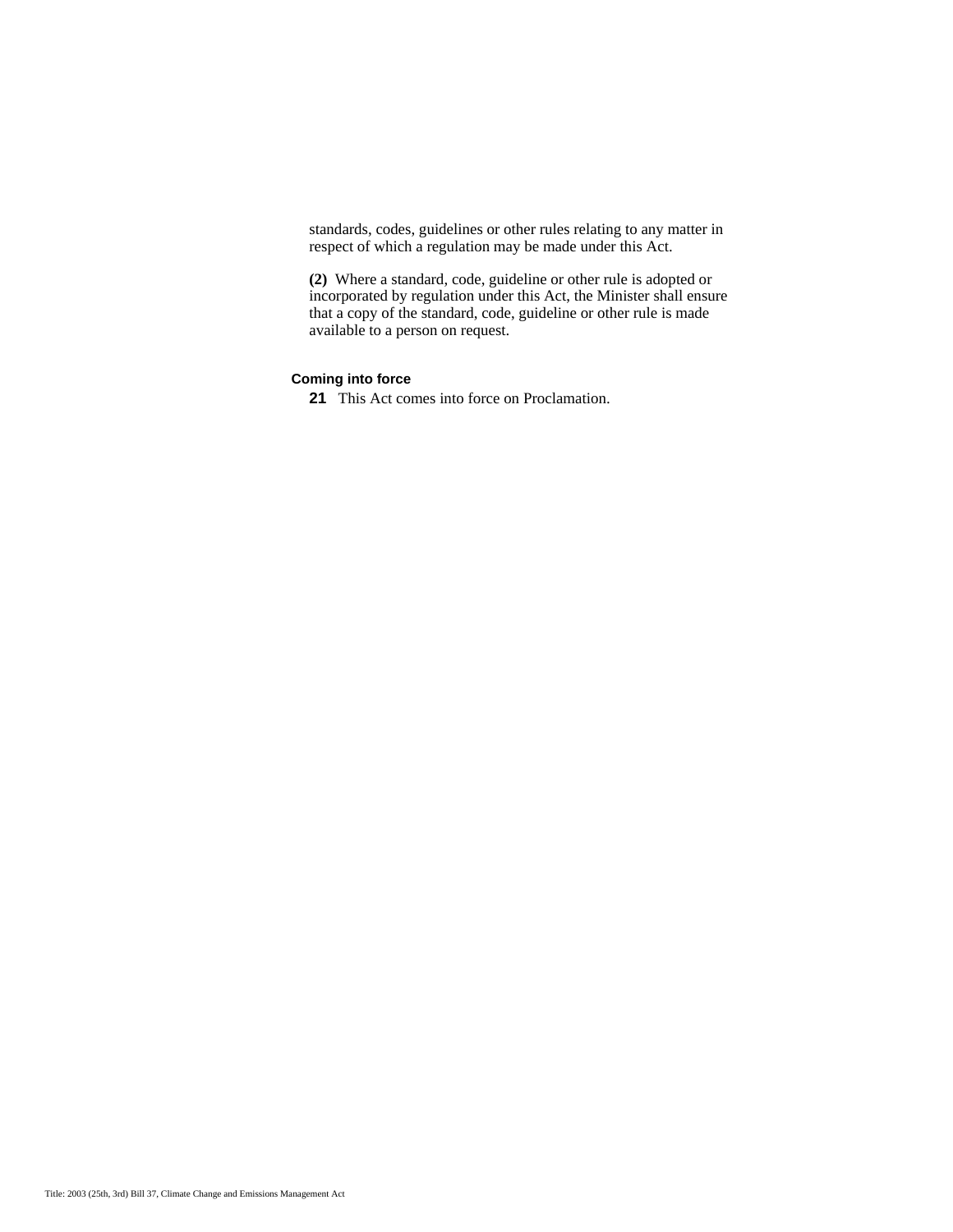standards, codes, guidelines or other rules relating to any matter in respect of which a regulation may be made under this Act.

**(2)** Where a standard, code, guideline or other rule is adopted or incorporated by regulation under this Act, the Minister shall ensure that a copy of the standard, code, guideline or other rule is made available to a person on request.

**Coming into force**

**21** This Act comes into force on Proclamation.